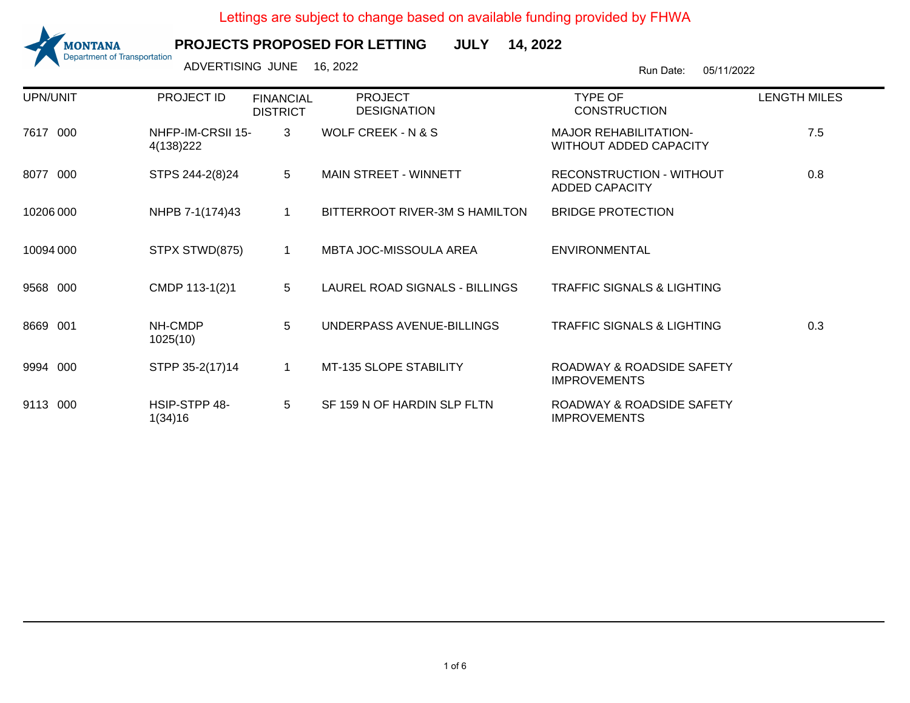Lettings are subject to change based on available funding provided by FHWA

MONTANA Department of Transportation

# PROJECTS PROPOSED FOR LETTING JULY 14, 2022

ADVERTISING JUNE 16, 2022

Run Date: 05/11/2022

| UPN/UNIT | PROJECT ID | FINANCIAL DISTRICT | PROJECT DESIGNATION | TYPE OF CONSTRUCTION | LENGTH MILES |
|---|---|---|---|---|---|
| 7617 000 | NHFP-IM-CRSII 15-4(138)222 | 3 | WOLF CREEK - N & S | MAJOR REHABILITATION-WITHOUT ADDED CAPACITY | 7.5 |
| 8077 000 | STPS 244-2(8)24 | 5 | MAIN STREET - WINNETT | RECONSTRUCTION - WITHOUT ADDED CAPACITY | 0.8 |
| 10206 000 | NHPB 7-1(174)43 | 1 | BITTERROOT RIVER-3M S HAMILTON | BRIDGE PROTECTION | |
| 10094 000 | STPX STWD(875) | 1 | MBTA JOC-MISSOULA AREA | ENVIRONMENTAL | |
| 9568 000 | CMDP 113-1(2)1 | 5 | LAUREL ROAD SIGNALS - BILLINGS | TRAFFIC SIGNALS & LIGHTING | |
| 8669 001 | NH-CMDP 1025(10) | 5 | UNDERPASS AVENUE-BILLINGS | TRAFFIC SIGNALS & LIGHTING | 0.3 |
| 9994 000 | STPP 35-2(17)14 | 1 | MT-135 SLOPE STABILITY | ROADWAY & ROADSIDE SAFETY IMPROVEMENTS | |
| 9113 000 | HSIP-STPP 48-1(34)16 | 5 | SF 159 N OF HARDIN SLP FLTN | ROADWAY & ROADSIDE SAFETY IMPROVEMENTS | |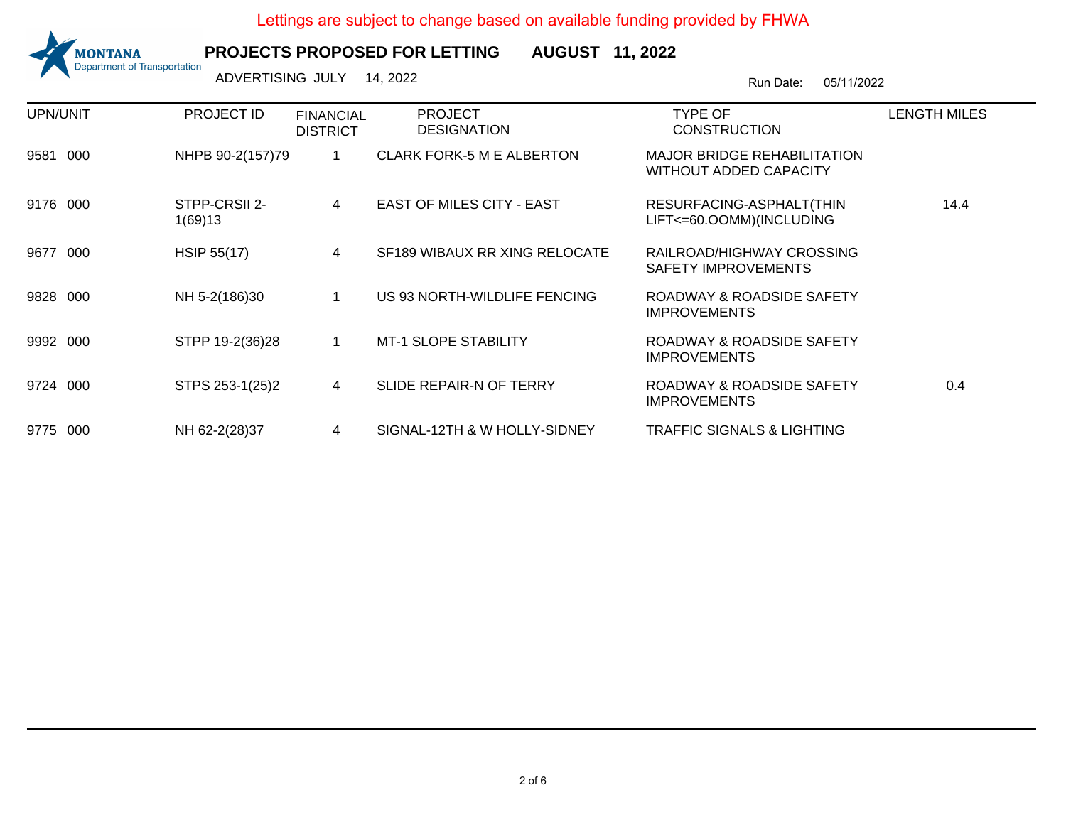Lettings are subject to change based on available funding provided by FHWA

MONTANA Department of Transportation

**PROJECTS PROPOSED FOR LETTING AUGUST 11, 2022**

ADVERTISING JULY 14, 2022

Run Date: 05/11/2022

| UPN/UNIT | PROJECT ID | FINANCIAL DISTRICT | PROJECT DESIGNATION | TYPE OF CONSTRUCTION | LENGTH MILES |
|---|---|---|---|---|---|
| 9581 000 | NHPB 90-2(157)79 | 1 | CLARK FORK-5 M E ALBERTON | MAJOR BRIDGE REHABILITATION WITHOUT ADDED CAPACITY | |
| 9176 000 | STPP-CRSII 2-1(69)13 | 4 | EAST OF MILES CITY - EAST | RESURFACING-ASPHALT(THIN LIFT<=60.OOMM)(INCLUDING | 14.4 |
| 9677 000 | HSIP 55(17) | 4 | SF189 WIBAUX RR XING RELOCATE | RAILROAD/HIGHWAY CROSSING SAFETY IMPROVEMENTS | |
| 9828 000 | NH 5-2(186)30 | 1 | US 93 NORTH-WILDLIFE FENCING | ROADWAY & ROADSIDE SAFETY IMPROVEMENTS | |
| 9992 000 | STPP 19-2(36)28 | 1 | MT-1 SLOPE STABILITY | ROADWAY & ROADSIDE SAFETY IMPROVEMENTS | |
| 9724 000 | STPS 253-1(25)2 | 4 | SLIDE REPAIR-N OF TERRY | ROADWAY & ROADSIDE SAFETY IMPROVEMENTS | 0.4 |
| 9775 000 | NH 62-2(28)37 | 4 | SIGNAL-12TH & W HOLLY-SIDNEY | TRAFFIC SIGNALS & LIGHTING | |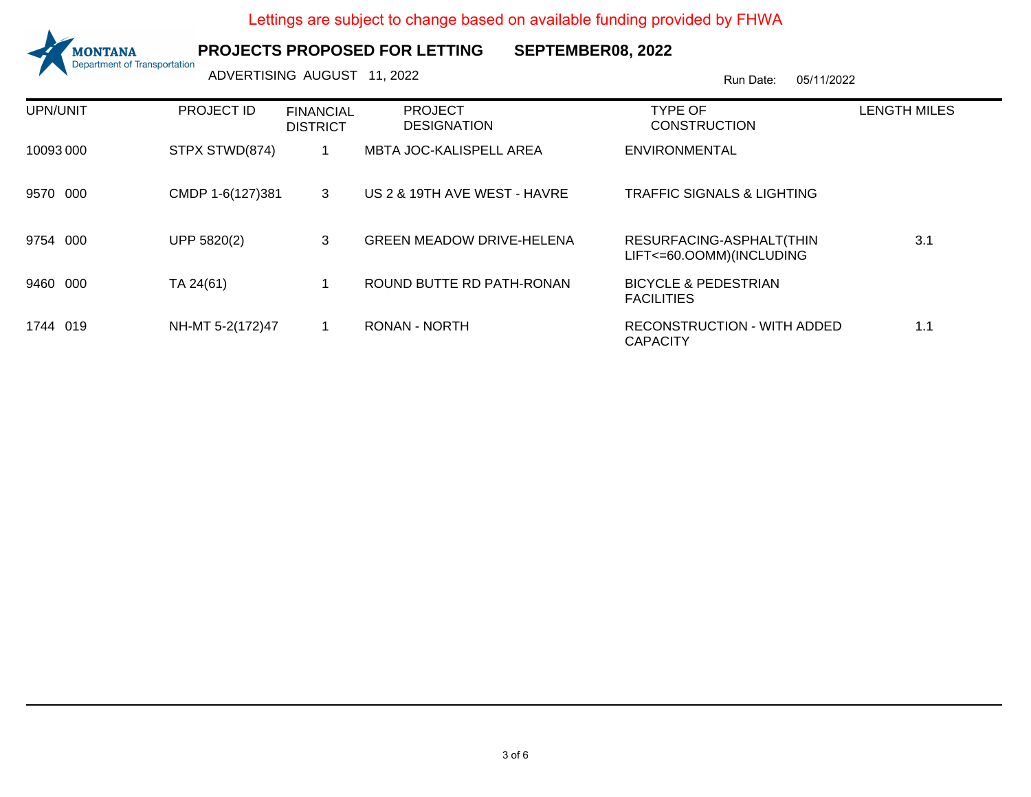Lettings are subject to change based on available funding provided by FHWA

MONTANA
Department of Transportation

**PROJECTS PROPOSED FOR LETTING SEPTEMBER08, 2022**

ADVERTISING AUGUST 11, 2022

Run Date: 05/11/2022

| UPN/UNIT | PROJECT ID | FINANCIAL DISTRICT | PROJECT DESIGNATION | TYPE OF CONSTRUCTION | LENGTH MILES |
|---|---|---|---|---|---|
| 10093 000 | STPX STWD(874) | 1 | MBTA JOC-KALISPELL AREA | ENVIRONMENTAL | |
| 9570 000 | CMDP 1-6(127)381 | 3 | US 2 & 19TH AVE WEST - HAVRE | TRAFFIC SIGNALS & LIGHTING | |
| 9754 000 | UPP 5820(2) | 3 | GREEN MEADOW DRIVE-HELENA | RESURFACING-ASPHALT(THIN LIFT<=60.OOMM)(INCLUDING | 3.1 |
| 9460 000 | TA 24(61) | 1 | ROUND BUTTE RD PATH-RONAN | BICYCLE & PEDESTRIAN FACILITIES | |
| 1744 019 | NH-MT 5-2(172)47 | 1 | RONAN - NORTH | RECONSTRUCTION - WITH ADDED CAPACITY | 1.1 |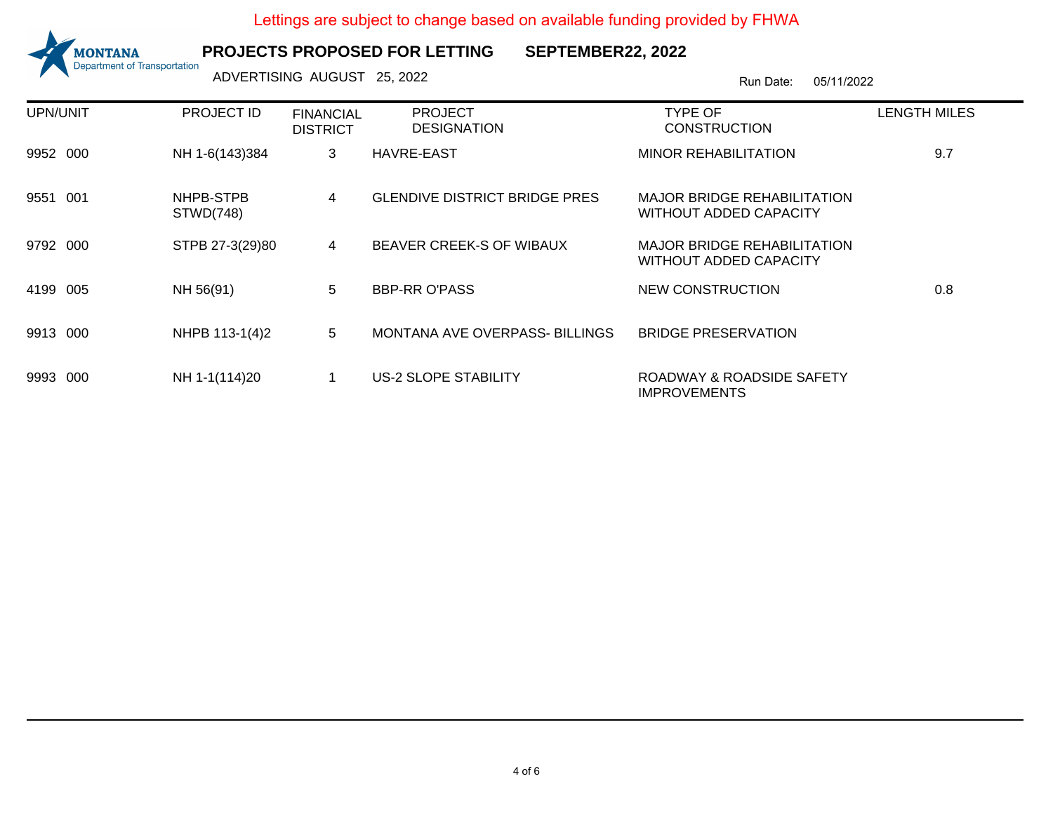Lettings are subject to change based on available funding provided by FHWA

MONTANA
Department of Transportation

**PROJECTS PROPOSED FOR LETTING SEPTEMBER22, 2022**

ADVERTISING AUGUST 25, 2022

Run Date: 05/11/2022

| UPN/UNIT | PROJECT ID | FINANCIAL DISTRICT | PROJECT DESIGNATION | TYPE OF CONSTRUCTION | LENGTH MILES |
|---|---|---|---|---|---|
| 9952 000 | NH 1-6(143)384 | 3 | HAVRE-EAST | MINOR REHABILITATION | 9.7 |
| 9551 001 | NHPB-STPB STWD(748) | 4 | GLENDIVE DISTRICT BRIDGE PRES | MAJOR BRIDGE REHABILITATION WITHOUT ADDED CAPACITY | |
| 9792 000 | STPB 27-3(29)80 | 4 | BEAVER CREEK-S OF WIBAUX | MAJOR BRIDGE REHABILITATION WITHOUT ADDED CAPACITY | |
| 4199 005 | NH 56(91) | 5 | BBP-RR O'PASS | NEW CONSTRUCTION | 0.8 |
| 9913 000 | NHPB 113-1(4)2 | 5 | MONTANA AVE OVERPASS- BILLINGS | BRIDGE PRESERVATION | |
| 9993 000 | NH 1-1(114)20 | 1 | US-2 SLOPE STABILITY | ROADWAY & ROADSIDE SAFETY IMPROVEMENTS | |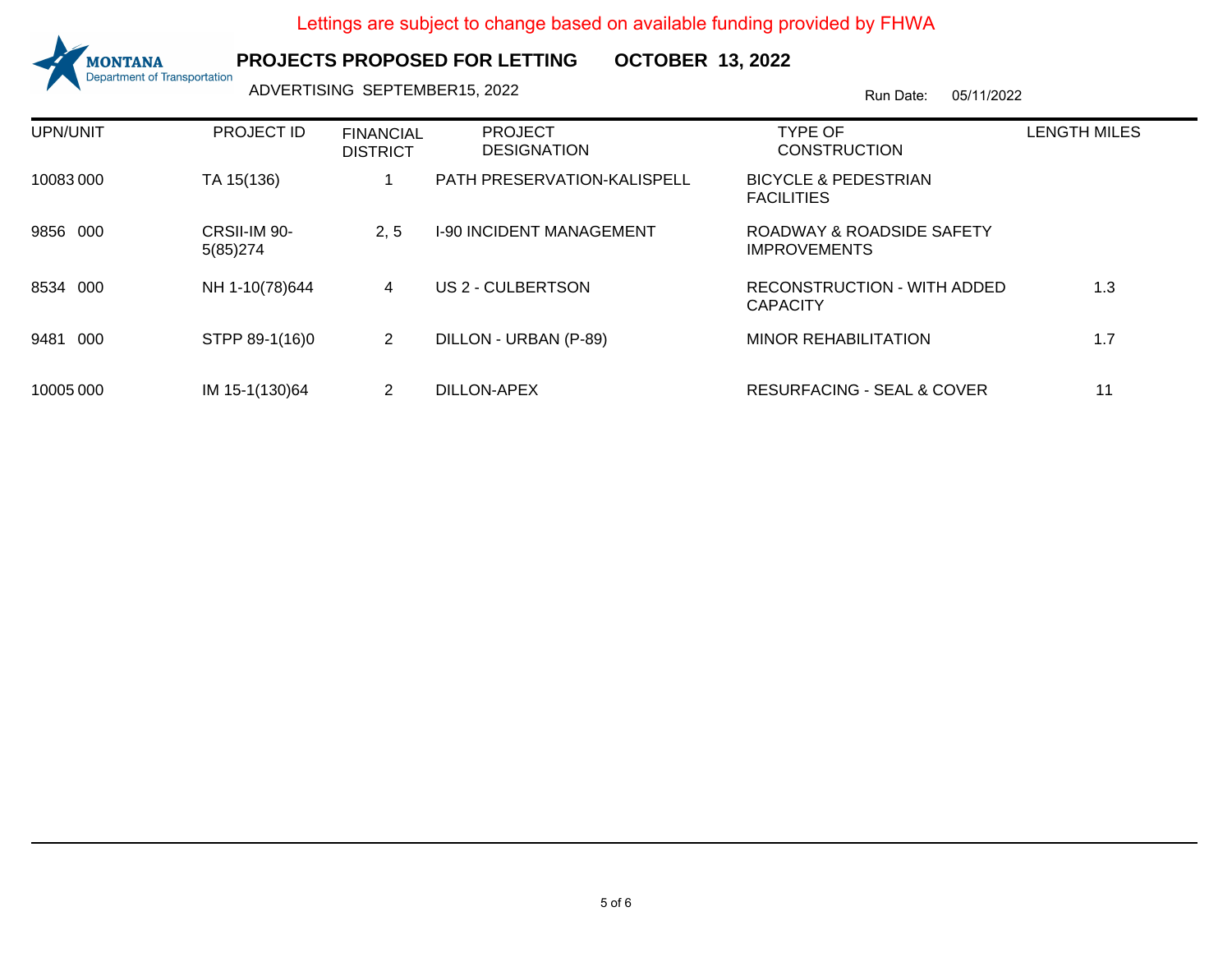Lettings are subject to change based on available funding provided by FHWA

MONTANA Department of Transportation

**PROJECTS PROPOSED FOR LETTING OCTOBER 13, 2022**

ADVERTISING SEPTEMBER15, 2022

Run Date: 05/11/2022

| UPN/UNIT | PROJECT ID | FINANCIAL DISTRICT | PROJECT DESIGNATION | TYPE OF CONSTRUCTION | LENGTH MILES |
|---|---|---|---|---|---|
| 10083 000 | TA 15(136) | 1 | PATH PRESERVATION-KALISPELL | BICYCLE & PEDESTRIAN FACILITIES | |
| 9856 000 | CRSII-IM 90-5(85)274 | 2, 5 | I-90 INCIDENT MANAGEMENT | ROADWAY & ROADSIDE SAFETY IMPROVEMENTS | |
| 8534 000 | NH 1-10(78)644 | 4 | US 2 - CULBERTSON | RECONSTRUCTION - WITH ADDED CAPACITY | 1.3 |
| 9481 000 | STPP 89-1(16)0 | 2 | DILLON - URBAN (P-89) | MINOR REHABILITATION | 1.7 |
| 10005 000 | IM 15-1(130)64 | 2 | DILLON-APEX | RESURFACING - SEAL & COVER | 11 |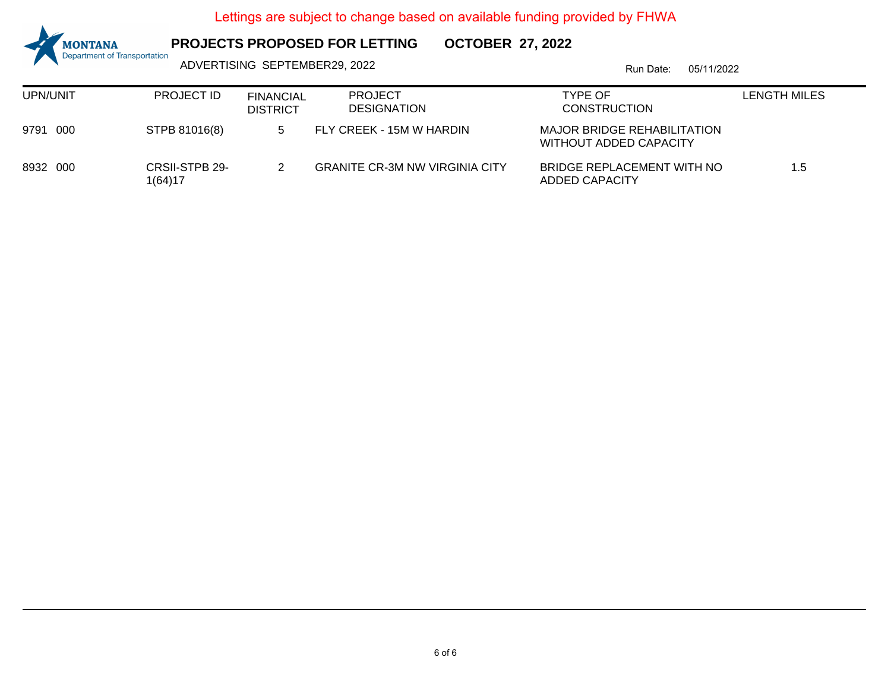Lettings are subject to change based on available funding provided by FHWA

**MONTANA** Department of Transportation

**PROJECTS PROPOSED FOR LETTING OCTOBER 27, 2022**

ADVERTISING SEPTEMBER29, 2022

Run Date: 05/11/2022

| UPN/UNIT | PROJECT ID | FINANCIAL DISTRICT | PROJECT DESIGNATION | TYPE OF CONSTRUCTION | LENGTH MILES |
|---|---|---|---|---|---|
| 9791 000 | STPB 81016(8) | 5 | FLY CREEK - 15M W HARDIN | MAJOR BRIDGE REHABILITATION WITHOUT ADDED CAPACITY | |
| 8932 000 | CRSII-STPB 29-1(64)17 | 2 | GRANITE CR-3M NW VIRGINIA CITY | BRIDGE REPLACEMENT WITH NO ADDED CAPACITY | 1.5 |